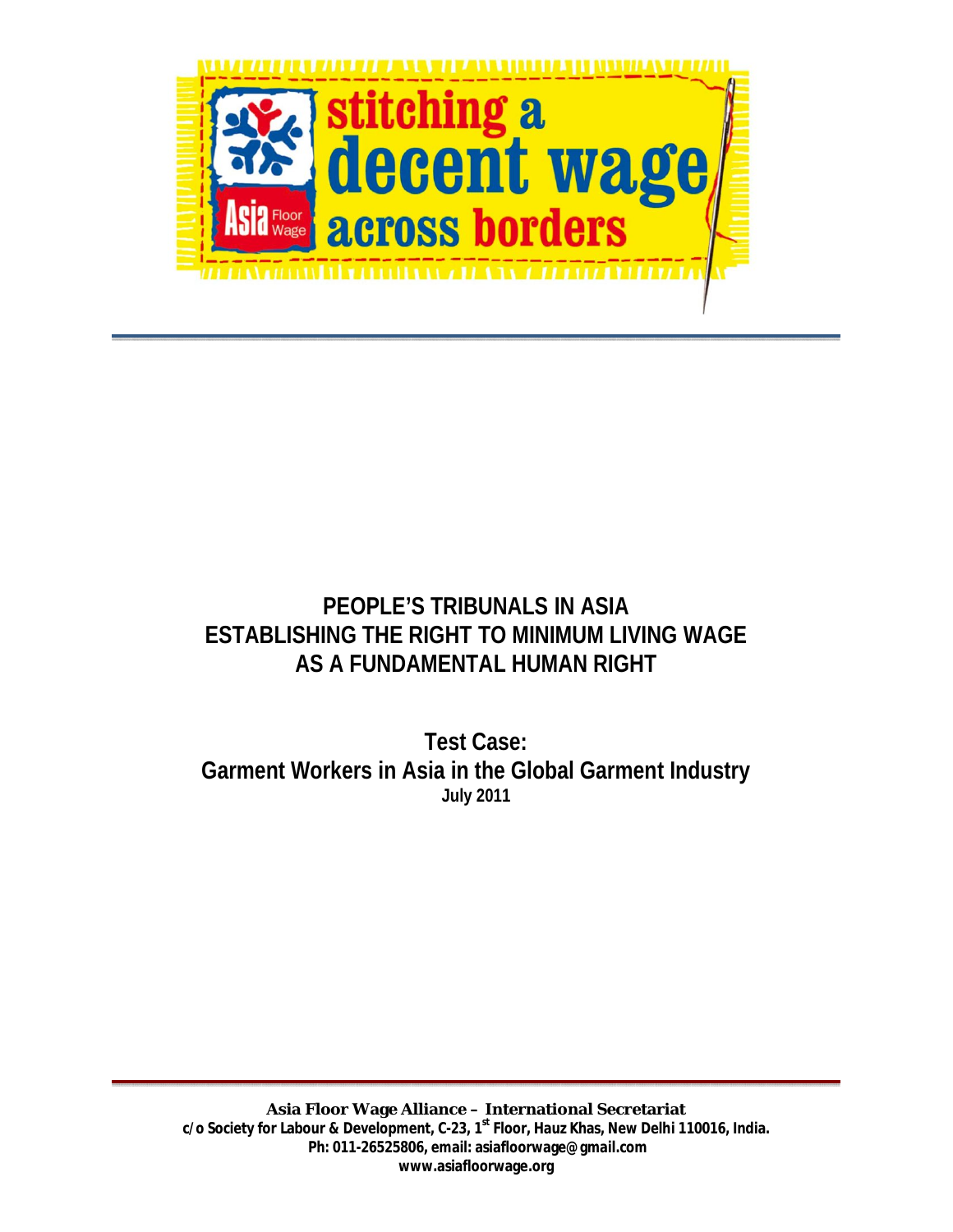stitching a decent wage across borders

Asia Floor Wage

# PEOPLE'S TRIBUNALS IN ASIA
# ESTABLISHING THE RIGHT TO MINIMUM LIVING WAGE AS A FUNDAMENTAL HUMAN RIGHT

## Test Case:
## Garment Workers in Asia in the Global Garment Industry

**July 2011**

**Asia Floor Wage Alliance – International Secretariat**
**c/o Society for Labour & Development, C-23, 1st Floor, Hauz Khas, New Delhi 110016, India.**
**Ph: 011-26525806, email: asiafloorwage@gmail.com**
**www.asiafloorwage.org**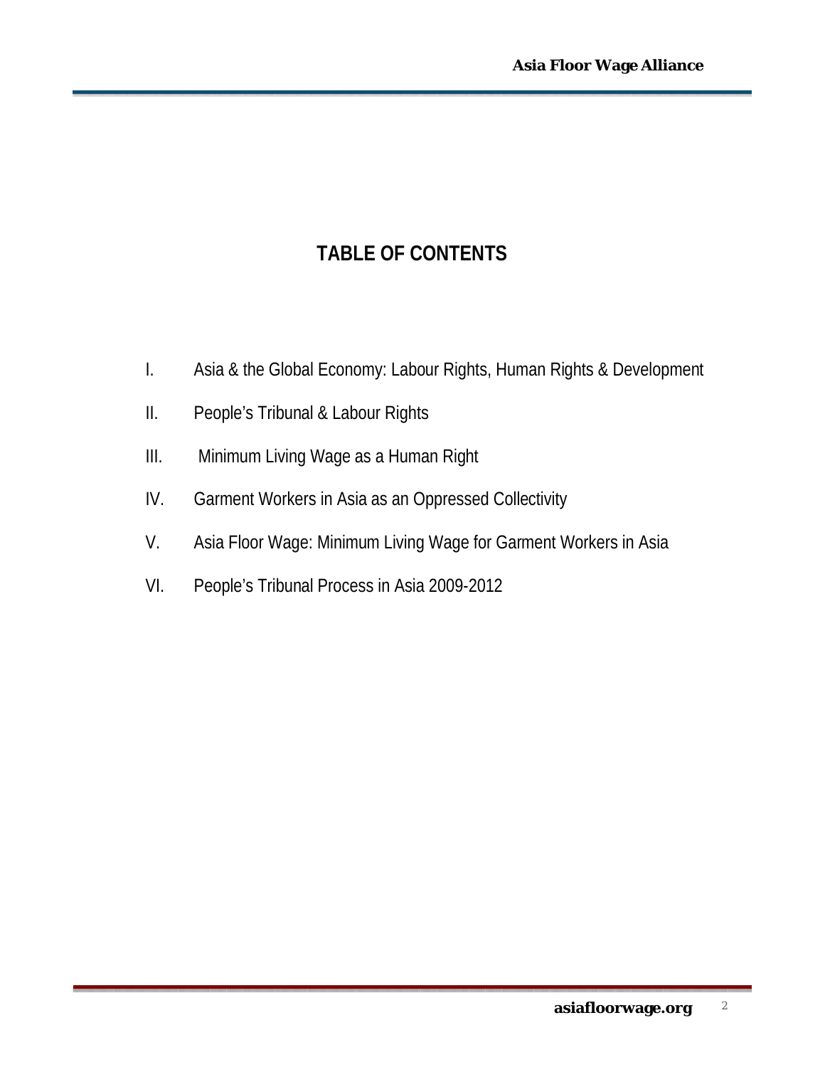# TABLE OF CONTENTS

I. Asia & the Global Economy: Labour Rights, Human Rights & Development

II. People's Tribunal & Labour Rights

III. Minimum Living Wage as a Human Right

IV. Garment Workers in Asia as an Oppressed Collectivity

V. Asia Floor Wage: Minimum Living Wage for Garment Workers in Asia

VI. People's Tribunal Process in Asia 2009-2012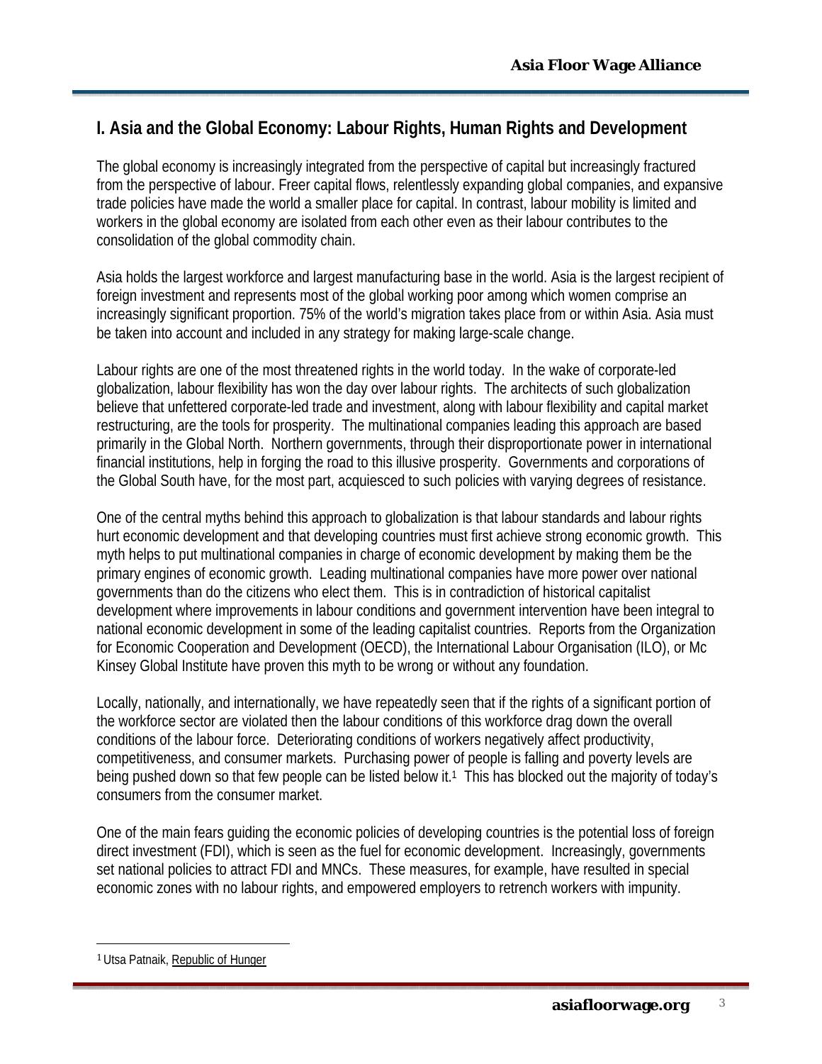## I. Asia and the Global Economy: Labour Rights, Human Rights and Development

The global economy is increasingly integrated from the perspective of capital but increasingly fractured from the perspective of labour. Freer capital flows, relentlessly expanding global companies, and expansive trade policies have made the world a smaller place for capital. In contrast, labour mobility is limited and workers in the global economy are isolated from each other even as their labour contributes to the consolidation of the global commodity chain.

Asia holds the largest workforce and largest manufacturing base in the world. Asia is the largest recipient of foreign investment and represents most of the global working poor among which women comprise an increasingly significant proportion. 75% of the world's migration takes place from or within Asia. Asia must be taken into account and included in any strategy for making large-scale change.

Labour rights are one of the most threatened rights in the world today. In the wake of corporate-led globalization, labour flexibility has won the day over labour rights. The architects of such globalization believe that unfettered corporate-led trade and investment, along with labour flexibility and capital market restructuring, are the tools for prosperity. The multinational companies leading this approach are based primarily in the Global North. Northern governments, through their disproportionate power in international financial institutions, help in forging the road to this illusive prosperity. Governments and corporations of the Global South have, for the most part, acquiesced to such policies with varying degrees of resistance.

One of the central myths behind this approach to globalization is that labour standards and labour rights hurt economic development and that developing countries must first achieve strong economic growth. This myth helps to put multinational companies in charge of economic development by making them be the primary engines of economic growth. Leading multinational companies have more power over national governments than do the citizens who elect them. This is in contradiction of historical capitalist development where improvements in labour conditions and government intervention have been integral to national economic development in some of the leading capitalist countries. Reports from the Organization for Economic Cooperation and Development (OECD), the International Labour Organisation (ILO), or Mc Kinsey Global Institute have proven this myth to be wrong or without any foundation.

Locally, nationally, and internationally, we have repeatedly seen that if the rights of a significant portion of the workforce sector are violated then the labour conditions of this workforce drag down the overall conditions of the labour force. Deteriorating conditions of workers negatively affect productivity, competitiveness, and consumer markets. Purchasing power of people is falling and poverty levels are being pushed down so that few people can be listed below it.[1] This has blocked out the majority of today's consumers from the consumer market.

One of the main fears guiding the economic policies of developing countries is the potential loss of foreign direct investment (FDI), which is seen as the fuel for economic development. Increasingly, governments set national policies to attract FDI and MNCs. These measures, for example, have resulted in special economic zones with no labour rights, and empowered employers to retrench workers with impunity.

---

[1] Utsa Patnaik, Republic of Hunger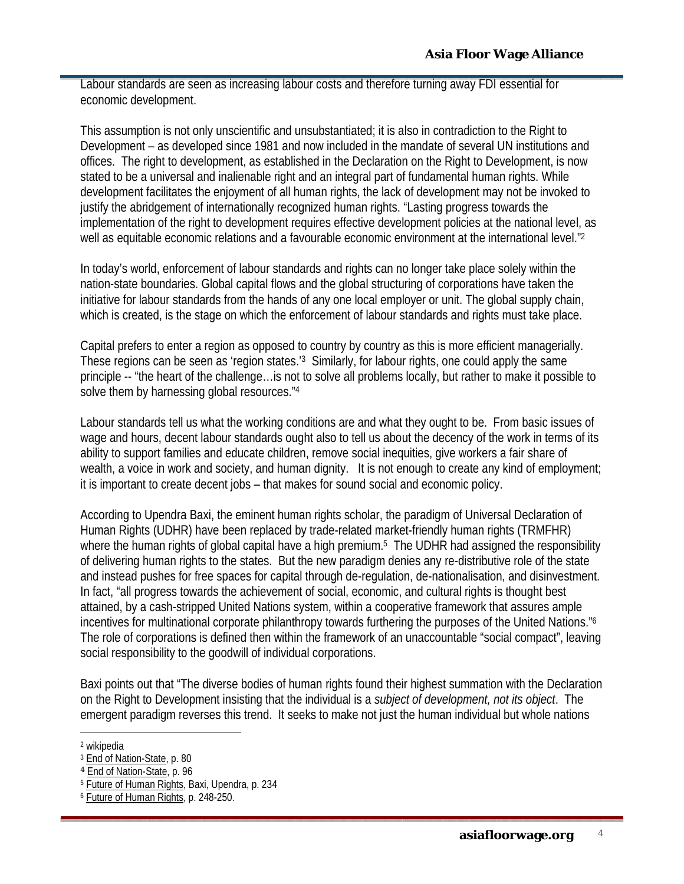Labour standards are seen as increasing labour costs and therefore turning away FDI essential for economic development.

This assumption is not only unscientific and unsubstantiated; it is also in contradiction to the Right to Development – as developed since 1981 and now included in the mandate of several UN institutions and offices. The right to development, as established in the Declaration on the Right to Development, is now stated to be a universal and inalienable right and an integral part of fundamental human rights. While development facilitates the enjoyment of all human rights, the lack of development may not be invoked to justify the abridgement of internationally recognized human rights. "Lasting progress towards the implementation of the right to development requires effective development policies at the national level, as well as equitable economic relations and a favourable economic environment at the international level."[2]

In today's world, enforcement of labour standards and rights can no longer take place solely within the nation-state boundaries. Global capital flows and the global structuring of corporations have taken the initiative for labour standards from the hands of any one local employer or unit. The global supply chain, which is created, is the stage on which the enforcement of labour standards and rights must take place.

Capital prefers to enter a region as opposed to country by country as this is more efficient managerially. These regions can be seen as 'region states.'[3] Similarly, for labour rights, one could apply the same principle -- "the heart of the challenge…is not to solve all problems locally, but rather to make it possible to solve them by harnessing global resources."[4]

Labour standards tell us what the working conditions are and what they ought to be. From basic issues of wage and hours, decent labour standards ought also to tell us about the decency of the work in terms of its ability to support families and educate children, remove social inequities, give workers a fair share of wealth, a voice in work and society, and human dignity. It is not enough to create any kind of employment; it is important to create decent jobs – that makes for sound social and economic policy.

According to Upendra Baxi, the eminent human rights scholar, the paradigm of Universal Declaration of Human Rights (UDHR) have been replaced by trade-related market-friendly human rights (TRMFHR) where the human rights of global capital have a high premium.[5] The UDHR had assigned the responsibility of delivering human rights to the states. But the new paradigm denies any re-distributive role of the state and instead pushes for free spaces for capital through de-regulation, de-nationalisation, and disinvestment. In fact, "all progress towards the achievement of social, economic, and cultural rights is thought best attained, by a cash-stripped United Nations system, within a cooperative framework that assures ample incentives for multinational corporate philanthropy towards furthering the purposes of the United Nations."[6] The role of corporations is defined then within the framework of an unaccountable "social compact", leaving social responsibility to the goodwill of individual corporations.

Baxi points out that "The diverse bodies of human rights found their highest summation with the Declaration on the Right to Development insisting that the individual is a *subject of development, not its object*. The emergent paradigm reverses this trend. It seeks to make not just the human individual but whole nations

---

[2] wikipedia

[3] End of Nation-State, p. 80

[4] End of Nation-State, p. 96

[5] Future of Human Rights, Baxi, Upendra, p. 234

[6] Future of Human Rights, p. 248-250.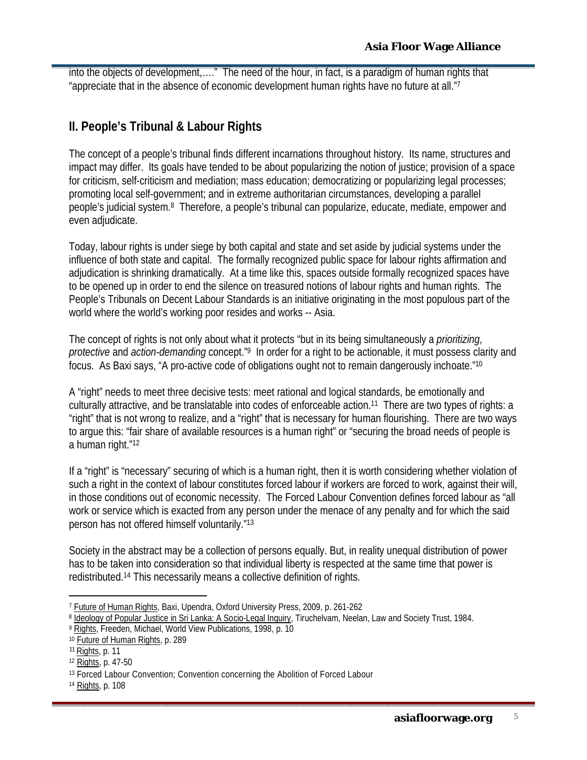into the objects of development,…." The need of the hour, in fact, is a paradigm of human rights that "appreciate that in the absence of economic development human rights have no future at all."[7]

## II. People's Tribunal & Labour Rights

The concept of a people's tribunal finds different incarnations throughout history. Its name, structures and impact may differ. Its goals have tended to be about popularizing the notion of justice; provision of a space for criticism, self-criticism and mediation; mass education; democratizing or popularizing legal processes; promoting local self-government; and in extreme authoritarian circumstances, developing a parallel people's judicial system.[8] Therefore, a people's tribunal can popularize, educate, mediate, empower and even adjudicate.

Today, labour rights is under siege by both capital and state and set aside by judicial systems under the influence of both state and capital. The formally recognized public space for labour rights affirmation and adjudication is shrinking dramatically. At a time like this, spaces outside formally recognized spaces have to be opened up in order to end the silence on treasured notions of labour rights and human rights. The People's Tribunals on Decent Labour Standards is an initiative originating in the most populous part of the world where the world's working poor resides and works -- Asia.

The concept of rights is not only about what it protects "but in its being simultaneously a *prioritizing*, *protective* and *action-demanding* concept."[9] In order for a right to be actionable, it must possess clarity and focus. As Baxi says, "A pro-active code of obligations ought not to remain dangerously inchoate."[10]

A "right" needs to meet three decisive tests: meet rational and logical standards, be emotionally and culturally attractive, and be translatable into codes of enforceable action.[11] There are two types of rights: a "right" that is not wrong to realize, and a "right" that is necessary for human flourishing. There are two ways to argue this: "fair share of available resources is a human right" or "securing the broad needs of people is a human right."[12]

If a "right" is "necessary" securing of which is a human right, then it is worth considering whether violation of such a right in the context of labour constitutes forced labour if workers are forced to work, against their will, in those conditions out of economic necessity. The Forced Labour Convention defines forced labour as "all work or service which is exacted from any person under the menace of any penalty and for which the said person has not offered himself voluntarily."[13]

Society in the abstract may be a collection of persons equally. But, in reality unequal distribution of power has to be taken into consideration so that individual liberty is respected at the same time that power is redistributed.[14] This necessarily means a collective definition of rights.

---

[7] Future of Human Rights, Baxi, Upendra, Oxford University Press, 2009, p. 261-262

[8] Ideology of Popular Justice in Sri Lanka: A Socio-Legal Inquiry, Tiruchelvam, Neelan, Law and Society Trust, 1984.

[9] Rights, Freeden, Michael, World View Publications, 1998, p. 10

[10] Future of Human Rights, p. 289

[11] Rights, p. 11

[12] Rights, p. 47-50

[13] Forced Labour Convention; Convention concerning the Abolition of Forced Labour

[14] Rights, p. 108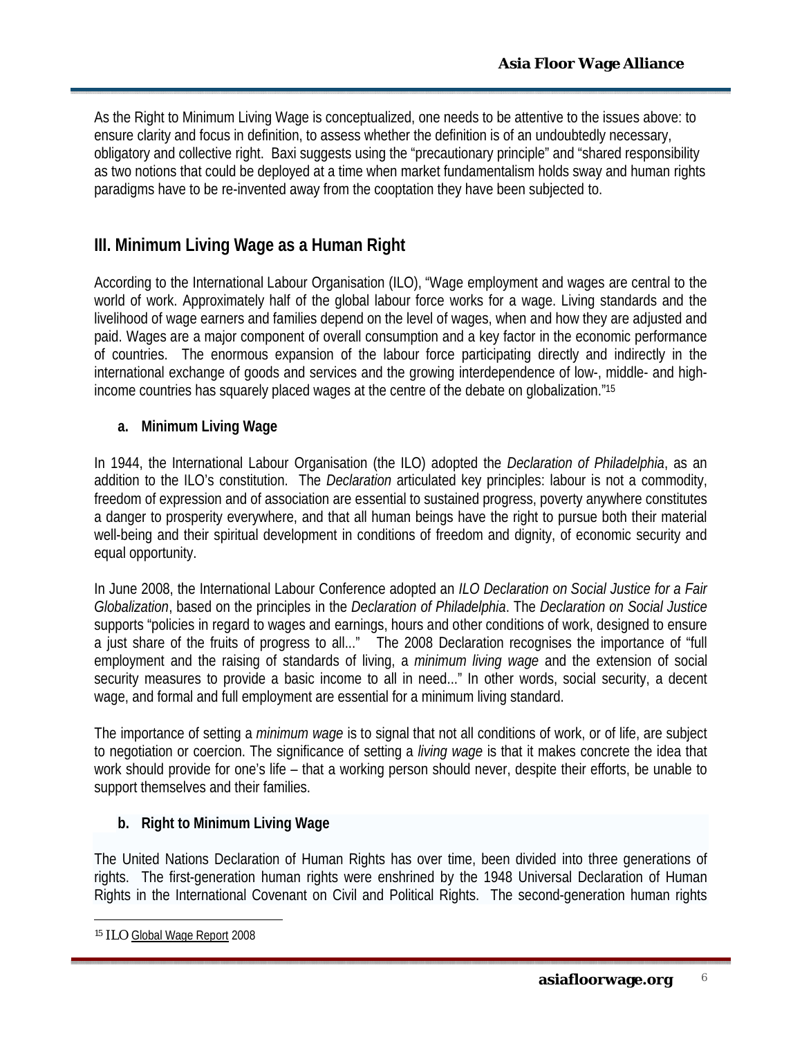As the Right to Minimum Living Wage is conceptualized, one needs to be attentive to the issues above: to ensure clarity and focus in definition, to assess whether the definition is of an undoubtedly necessary, obligatory and collective right. Baxi suggests using the "precautionary principle" and "shared responsibility as two notions that could be deployed at a time when market fundamentalism holds sway and human rights paradigms have to be re-invented away from the cooptation they have been subjected to.

## III. Minimum Living Wage as a Human Right

According to the International Labour Organisation (ILO), "Wage employment and wages are central to the world of work. Approximately half of the global labour force works for a wage. Living standards and the livelihood of wage earners and families depend on the level of wages, when and how they are adjusted and paid. Wages are a major component of overall consumption and a key factor in the economic performance of countries. The enormous expansion of the labour force participating directly and indirectly in the international exchange of goods and services and the growing interdependence of low-, middle- and high-income countries has squarely placed wages at the centre of the debate on globalization."[15]

### a. Minimum Living Wage

In 1944, the International Labour Organisation (the ILO) adopted the *Declaration of Philadelphia*, as an addition to the ILO's constitution. The *Declaration* articulated key principles: labour is not a commodity, freedom of expression and of association are essential to sustained progress, poverty anywhere constitutes a danger to prosperity everywhere, and that all human beings have the right to pursue both their material well-being and their spiritual development in conditions of freedom and dignity, of economic security and equal opportunity.

In June 2008, the International Labour Conference adopted an *ILO Declaration on Social Justice for a Fair Globalization*, based on the principles in the *Declaration of Philadelphia*. The *Declaration on Social Justice* supports "policies in regard to wages and earnings, hours and other conditions of work, designed to ensure a just share of the fruits of progress to all..." The 2008 Declaration recognises the importance of "full employment and the raising of standards of living, a *minimum living wage* and the extension of social security measures to provide a basic income to all in need..." In other words, social security, a decent wage, and formal and full employment are essential for a minimum living standard.

The importance of setting a *minimum wage* is to signal that not all conditions of work, or of life, are subject to negotiation or coercion. The significance of setting a *living wage* is that it makes concrete the idea that work should provide for one's life – that a working person should never, despite their efforts, be unable to support themselves and their families.

### b. Right to Minimum Living Wage

The United Nations Declaration of Human Rights has over time, been divided into three generations of rights. The first-generation human rights were enshrined by the 1948 Universal Declaration of Human Rights in the International Covenant on Civil and Political Rights. The second-generation human rights

---

[15] ILO Global Wage Report 2008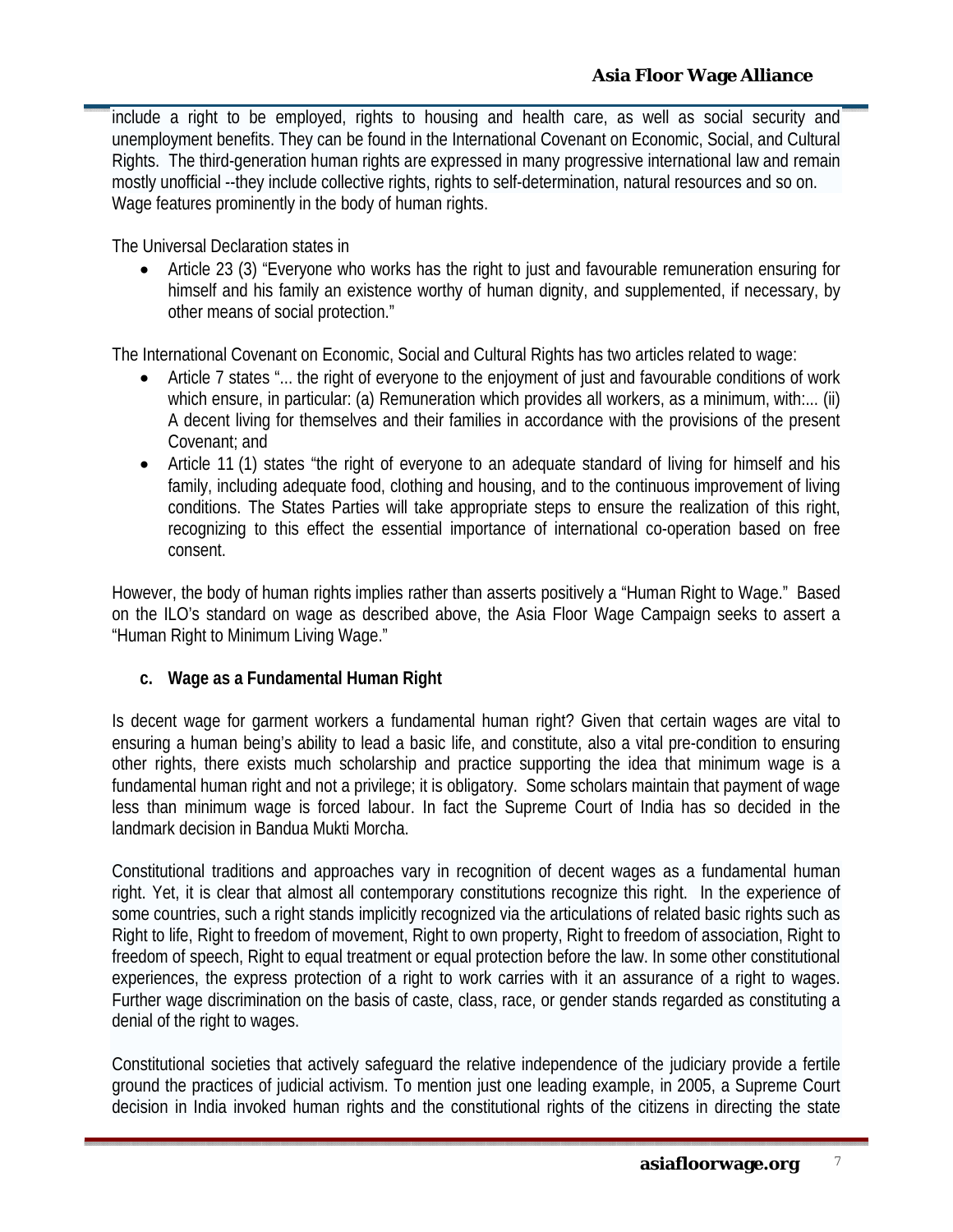include a right to be employed, rights to housing and health care, as well as social security and unemployment benefits. They can be found in the International Covenant on Economic, Social, and Cultural Rights. The third-generation human rights are expressed in many progressive international law and remain mostly unofficial --they include collective rights, rights to self-determination, natural resources and so on. Wage features prominently in the body of human rights.

The Universal Declaration states in

- Article 23 (3) "Everyone who works has the right to just and favourable remuneration ensuring for himself and his family an existence worthy of human dignity, and supplemented, if necessary, by other means of social protection."

The International Covenant on Economic, Social and Cultural Rights has two articles related to wage:

- Article 7 states "... the right of everyone to the enjoyment of just and favourable conditions of work which ensure, in particular: (a) Remuneration which provides all workers, as a minimum, with:... (ii) A decent living for themselves and their families in accordance with the provisions of the present Covenant; and
- Article 11 (1) states "the right of everyone to an adequate standard of living for himself and his family, including adequate food, clothing and housing, and to the continuous improvement of living conditions. The States Parties will take appropriate steps to ensure the realization of this right, recognizing to this effect the essential importance of international co-operation based on free consent.

However, the body of human rights implies rather than asserts positively a "Human Right to Wage." Based on the ILO's standard on wage as described above, the Asia Floor Wage Campaign seeks to assert a "Human Right to Minimum Living Wage."

### c. Wage as a Fundamental Human Right

Is decent wage for garment workers a fundamental human right? Given that certain wages are vital to ensuring a human being's ability to lead a basic life, and constitute, also a vital pre-condition to ensuring other rights, there exists much scholarship and practice supporting the idea that minimum wage is a fundamental human right and not a privilege; it is obligatory. Some scholars maintain that payment of wage less than minimum wage is forced labour. In fact the Supreme Court of India has so decided in the landmark decision in Bandua Mukti Morcha.

Constitutional traditions and approaches vary in recognition of decent wages as a fundamental human right. Yet, it is clear that almost all contemporary constitutions recognize this right. In the experience of some countries, such a right stands implicitly recognized via the articulations of related basic rights such as Right to life, Right to freedom of movement, Right to own property, Right to freedom of association, Right to freedom of speech, Right to equal treatment or equal protection before the law. In some other constitutional experiences, the express protection of a right to work carries with it an assurance of a right to wages. Further wage discrimination on the basis of caste, class, race, or gender stands regarded as constituting a denial of the right to wages.

Constitutional societies that actively safeguard the relative independence of the judiciary provide a fertile ground the practices of judicial activism. To mention just one leading example, in 2005, a Supreme Court decision in India invoked human rights and the constitutional rights of the citizens in directing the state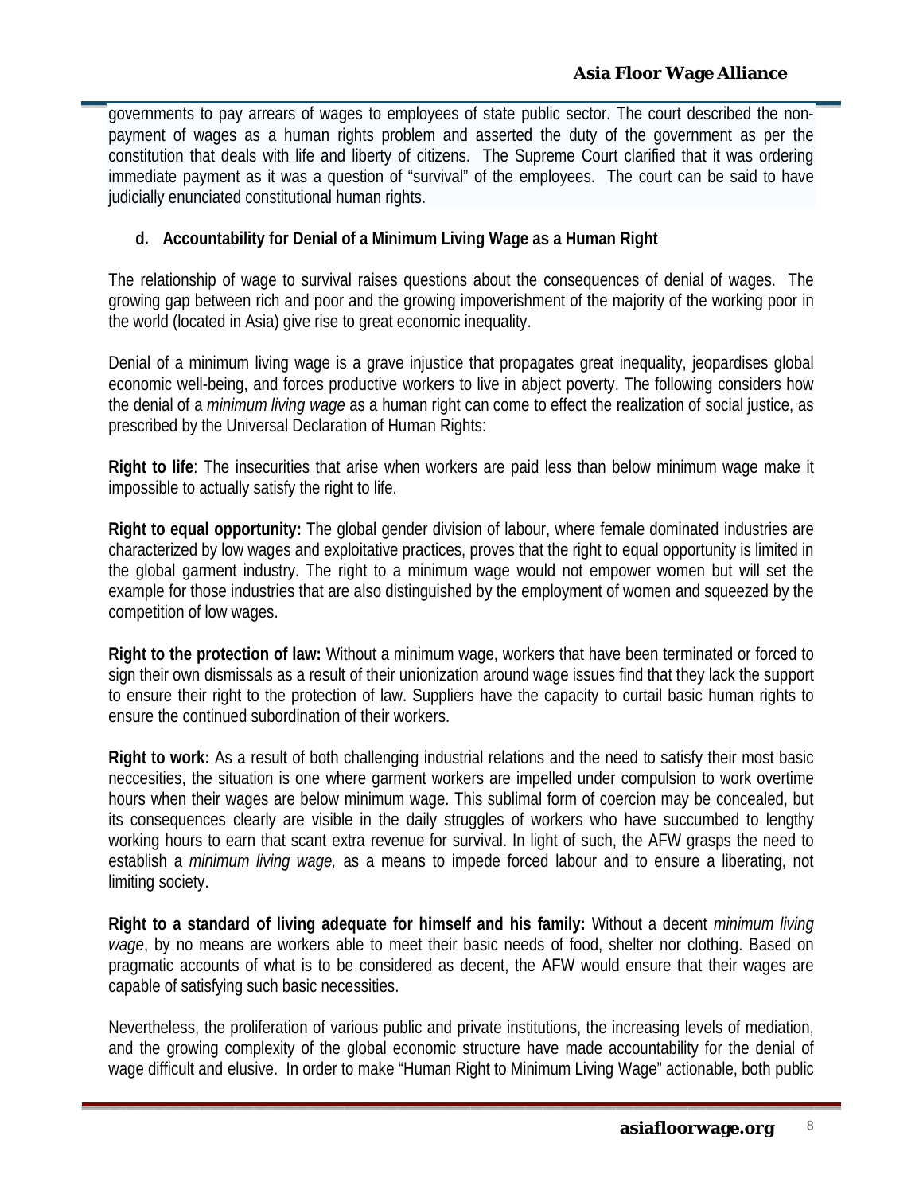governments to pay arrears of wages to employees of state public sector. The court described the non-payment of wages as a human rights problem and asserted the duty of the government as per the constitution that deals with life and liberty of citizens. The Supreme Court clarified that it was ordering immediate payment as it was a question of "survival" of the employees. The court can be said to have judicially enunciated constitutional human rights.

### d. Accountability for Denial of a Minimum Living Wage as a Human Right

The relationship of wage to survival raises questions about the consequences of denial of wages. The growing gap between rich and poor and the growing impoverishment of the majority of the working poor in the world (located in Asia) give rise to great economic inequality.

Denial of a minimum living wage is a grave injustice that propagates great inequality, jeopardises global economic well-being, and forces productive workers to live in abject poverty. The following considers how the denial of a *minimum living wage* as a human right can come to effect the realization of social justice, as prescribed by the Universal Declaration of Human Rights:

**Right to life**: The insecurities that arise when workers are paid less than below minimum wage make it impossible to actually satisfy the right to life.

**Right to equal opportunity:** The global gender division of labour, where female dominated industries are characterized by low wages and exploitative practices, proves that the right to equal opportunity is limited in the global garment industry. The right to a minimum wage would not empower women but will set the example for those industries that are also distinguished by the employment of women and squeezed by the competition of low wages.

**Right to the protection of law:** Without a minimum wage, workers that have been terminated or forced to sign their own dismissals as a result of their unionization around wage issues find that they lack the support to ensure their right to the protection of law. Suppliers have the capacity to curtail basic human rights to ensure the continued subordination of their workers.

**Right to work:** As a result of both challenging industrial relations and the need to satisfy their most basic neccesities, the situation is one where garment workers are impelled under compulsion to work overtime hours when their wages are below minimum wage. This sublimal form of coercion may be concealed, but its consequences clearly are visible in the daily struggles of workers who have succumbed to lengthy working hours to earn that scant extra revenue for survival. In light of such, the AFW grasps the need to establish a *minimum living wage,* as a means to impede forced labour and to ensure a liberating, not limiting society.

**Right to a standard of living adequate for himself and his family:** Without a decent *minimum living wage*, by no means are workers able to meet their basic needs of food, shelter nor clothing. Based on pragmatic accounts of what is to be considered as decent, the AFW would ensure that their wages are capable of satisfying such basic necessities.

Nevertheless, the proliferation of various public and private institutions, the increasing levels of mediation, and the growing complexity of the global economic structure have made accountability for the denial of wage difficult and elusive. In order to make "Human Right to Minimum Living Wage" actionable, both public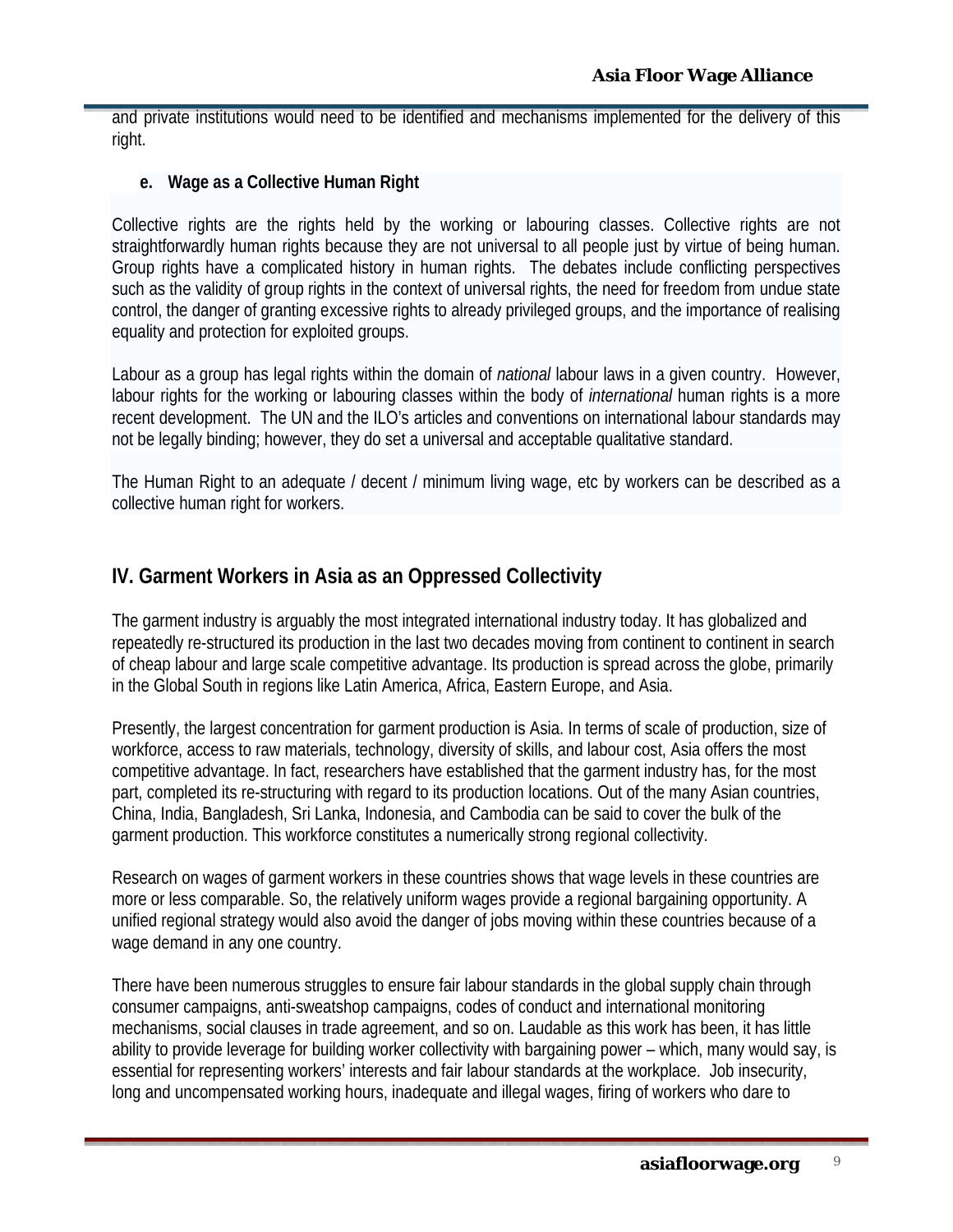and private institutions would need to be identified and mechanisms implemented for the delivery of this right.

**e. Wage as a Collective Human Right**

Collective rights are the rights held by the working or labouring classes. Collective rights are not straightforwardly human rights because they are not universal to all people just by virtue of being human. Group rights have a complicated history in human rights. The debates include conflicting perspectives such as the validity of group rights in the context of universal rights, the need for freedom from undue state control, the danger of granting excessive rights to already privileged groups, and the importance of realising equality and protection for exploited groups.

Labour as a group has legal rights within the domain of *national* labour laws in a given country. However, labour rights for the working or labouring classes within the body of *international* human rights is a more recent development. The UN and the ILO's articles and conventions on international labour standards may not be legally binding; however, they do set a universal and acceptable qualitative standard.

The Human Right to an adequate / decent / minimum living wage, etc by workers can be described as a collective human right for workers.

## IV. Garment Workers in Asia as an Oppressed Collectivity

The garment industry is arguably the most integrated international industry today. It has globalized and repeatedly re-structured its production in the last two decades moving from continent to continent in search of cheap labour and large scale competitive advantage. Its production is spread across the globe, primarily in the Global South in regions like Latin America, Africa, Eastern Europe, and Asia.

Presently, the largest concentration for garment production is Asia. In terms of scale of production, size of workforce, access to raw materials, technology, diversity of skills, and labour cost, Asia offers the most competitive advantage. In fact, researchers have established that the garment industry has, for the most part, completed its re-structuring with regard to its production locations. Out of the many Asian countries, China, India, Bangladesh, Sri Lanka, Indonesia, and Cambodia can be said to cover the bulk of the garment production. This workforce constitutes a numerically strong regional collectivity.

Research on wages of garment workers in these countries shows that wage levels in these countries are more or less comparable. So, the relatively uniform wages provide a regional bargaining opportunity. A unified regional strategy would also avoid the danger of jobs moving within these countries because of a wage demand in any one country.

There have been numerous struggles to ensure fair labour standards in the global supply chain through consumer campaigns, anti-sweatshop campaigns, codes of conduct and international monitoring mechanisms, social clauses in trade agreement, and so on. Laudable as this work has been, it has little ability to provide leverage for building worker collectivity with bargaining power – which, many would say, is essential for representing workers' interests and fair labour standards at the workplace. Job insecurity, long and uncompensated working hours, inadequate and illegal wages, firing of workers who dare to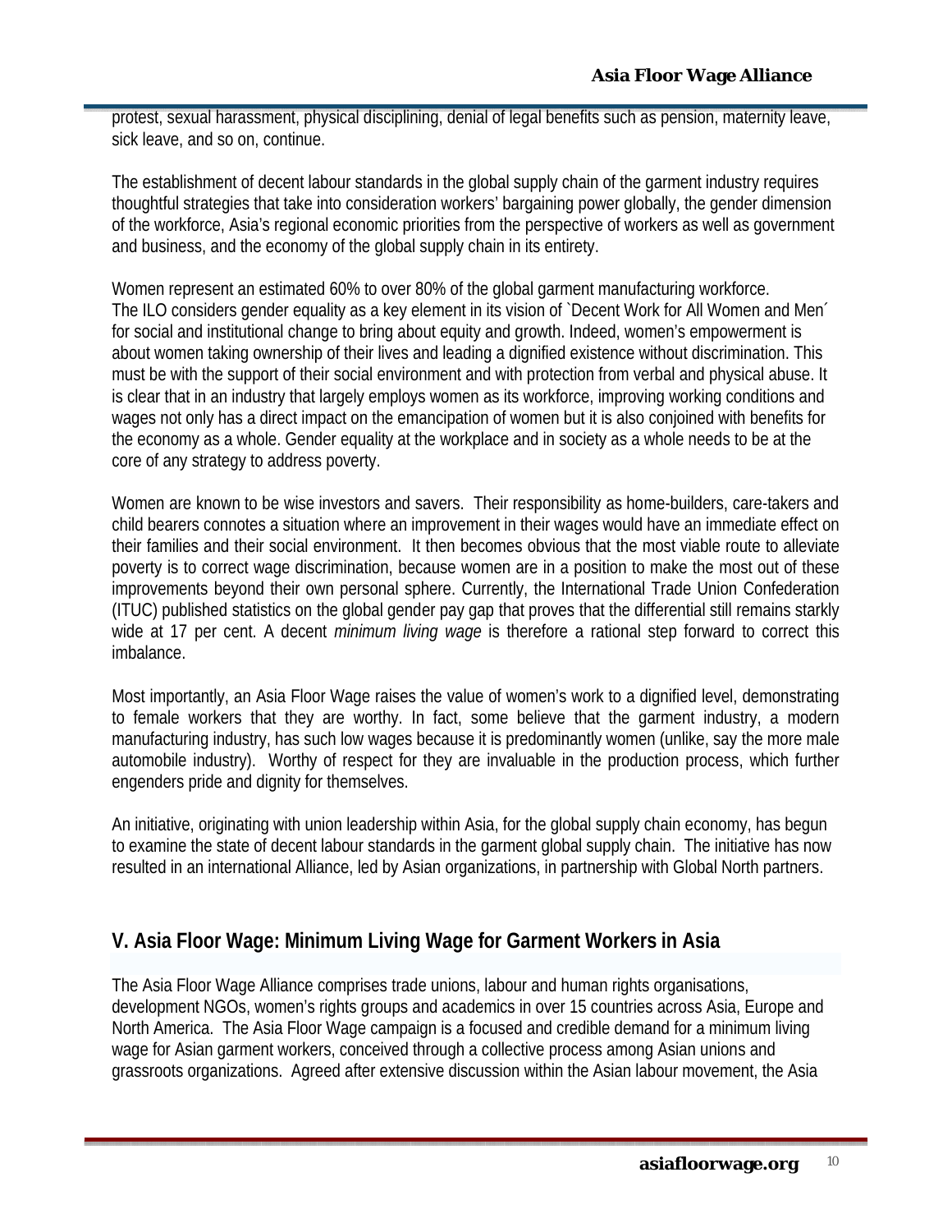protest, sexual harassment, physical disciplining, denial of legal benefits such as pension, maternity leave, sick leave, and so on, continue.

The establishment of decent labour standards in the global supply chain of the garment industry requires thoughtful strategies that take into consideration workers' bargaining power globally, the gender dimension of the workforce, Asia's regional economic priorities from the perspective of workers as well as government and business, and the economy of the global supply chain in its entirety.

Women represent an estimated 60% to over 80% of the global garment manufacturing workforce. The ILO considers gender equality as a key element in its vision of `Decent Work for All Women and Men´ for social and institutional change to bring about equity and growth. Indeed, women's empowerment is about women taking ownership of their lives and leading a dignified existence without discrimination. This must be with the support of their social environment and with protection from verbal and physical abuse. It is clear that in an industry that largely employs women as its workforce, improving working conditions and wages not only has a direct impact on the emancipation of women but it is also conjoined with benefits for the economy as a whole. Gender equality at the workplace and in society as a whole needs to be at the core of any strategy to address poverty.

Women are known to be wise investors and savers. Their responsibility as home-builders, care-takers and child bearers connotes a situation where an improvement in their wages would have an immediate effect on their families and their social environment. It then becomes obvious that the most viable route to alleviate poverty is to correct wage discrimination, because women are in a position to make the most out of these improvements beyond their own personal sphere. Currently, the International Trade Union Confederation (ITUC) published statistics on the global gender pay gap that proves that the differential still remains starkly wide at 17 per cent. A decent *minimum living wage* is therefore a rational step forward to correct this imbalance.

Most importantly, an Asia Floor Wage raises the value of women's work to a dignified level, demonstrating to female workers that they are worthy. In fact, some believe that the garment industry, a modern manufacturing industry, has such low wages because it is predominantly women (unlike, say the more male automobile industry). Worthy of respect for they are invaluable in the production process, which further engenders pride and dignity for themselves.

An initiative, originating with union leadership within Asia, for the global supply chain economy, has begun to examine the state of decent labour standards in the garment global supply chain. The initiative has now resulted in an international Alliance, led by Asian organizations, in partnership with Global North partners.

## V. Asia Floor Wage: Minimum Living Wage for Garment Workers in Asia

The Asia Floor Wage Alliance comprises trade unions, labour and human rights organisations, development NGOs, women's rights groups and academics in over 15 countries across Asia, Europe and North America. The Asia Floor Wage campaign is a focused and credible demand for a minimum living wage for Asian garment workers, conceived through a collective process among Asian unions and grassroots organizations. Agreed after extensive discussion within the Asian labour movement, the Asia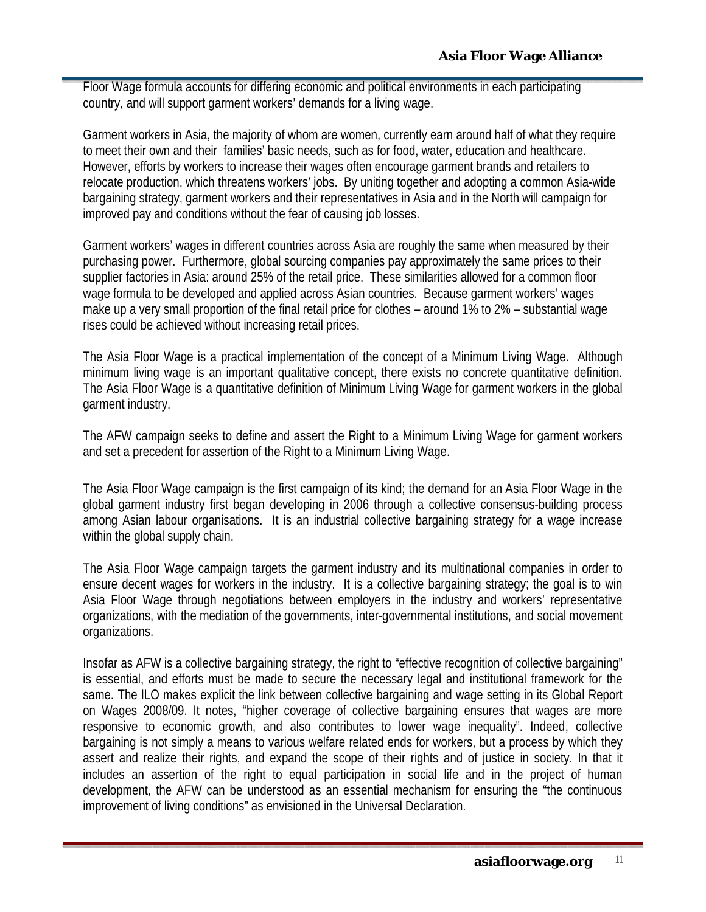Floor Wage formula accounts for differing economic and political environments in each participating country, and will support garment workers' demands for a living wage.

Garment workers in Asia, the majority of whom are women, currently earn around half of what they require to meet their own and their families' basic needs, such as for food, water, education and healthcare. However, efforts by workers to increase their wages often encourage garment brands and retailers to relocate production, which threatens workers' jobs. By uniting together and adopting a common Asia-wide bargaining strategy, garment workers and their representatives in Asia and in the North will campaign for improved pay and conditions without the fear of causing job losses.

Garment workers' wages in different countries across Asia are roughly the same when measured by their purchasing power. Furthermore, global sourcing companies pay approximately the same prices to their supplier factories in Asia: around 25% of the retail price. These similarities allowed for a common floor wage formula to be developed and applied across Asian countries. Because garment workers' wages make up a very small proportion of the final retail price for clothes – around 1% to 2% – substantial wage rises could be achieved without increasing retail prices.

The Asia Floor Wage is a practical implementation of the concept of a Minimum Living Wage. Although minimum living wage is an important qualitative concept, there exists no concrete quantitative definition. The Asia Floor Wage is a quantitative definition of Minimum Living Wage for garment workers in the global garment industry.

The AFW campaign seeks to define and assert the Right to a Minimum Living Wage for garment workers and set a precedent for assertion of the Right to a Minimum Living Wage.

The Asia Floor Wage campaign is the first campaign of its kind; the demand for an Asia Floor Wage in the global garment industry first began developing in 2006 through a collective consensus-building process among Asian labour organisations. It is an industrial collective bargaining strategy for a wage increase within the global supply chain.

The Asia Floor Wage campaign targets the garment industry and its multinational companies in order to ensure decent wages for workers in the industry. It is a collective bargaining strategy; the goal is to win Asia Floor Wage through negotiations between employers in the industry and workers' representative organizations, with the mediation of the governments, inter-governmental institutions, and social movement organizations.

Insofar as AFW is a collective bargaining strategy, the right to "effective recognition of collective bargaining" is essential, and efforts must be made to secure the necessary legal and institutional framework for the same. The ILO makes explicit the link between collective bargaining and wage setting in its Global Report on Wages 2008/09. It notes, "higher coverage of collective bargaining ensures that wages are more responsive to economic growth, and also contributes to lower wage inequality". Indeed, collective bargaining is not simply a means to various welfare related ends for workers, but a process by which they assert and realize their rights, and expand the scope of their rights and of justice in society. In that it includes an assertion of the right to equal participation in social life and in the project of human development, the AFW can be understood as an essential mechanism for ensuring the "the continuous improvement of living conditions" as envisioned in the Universal Declaration.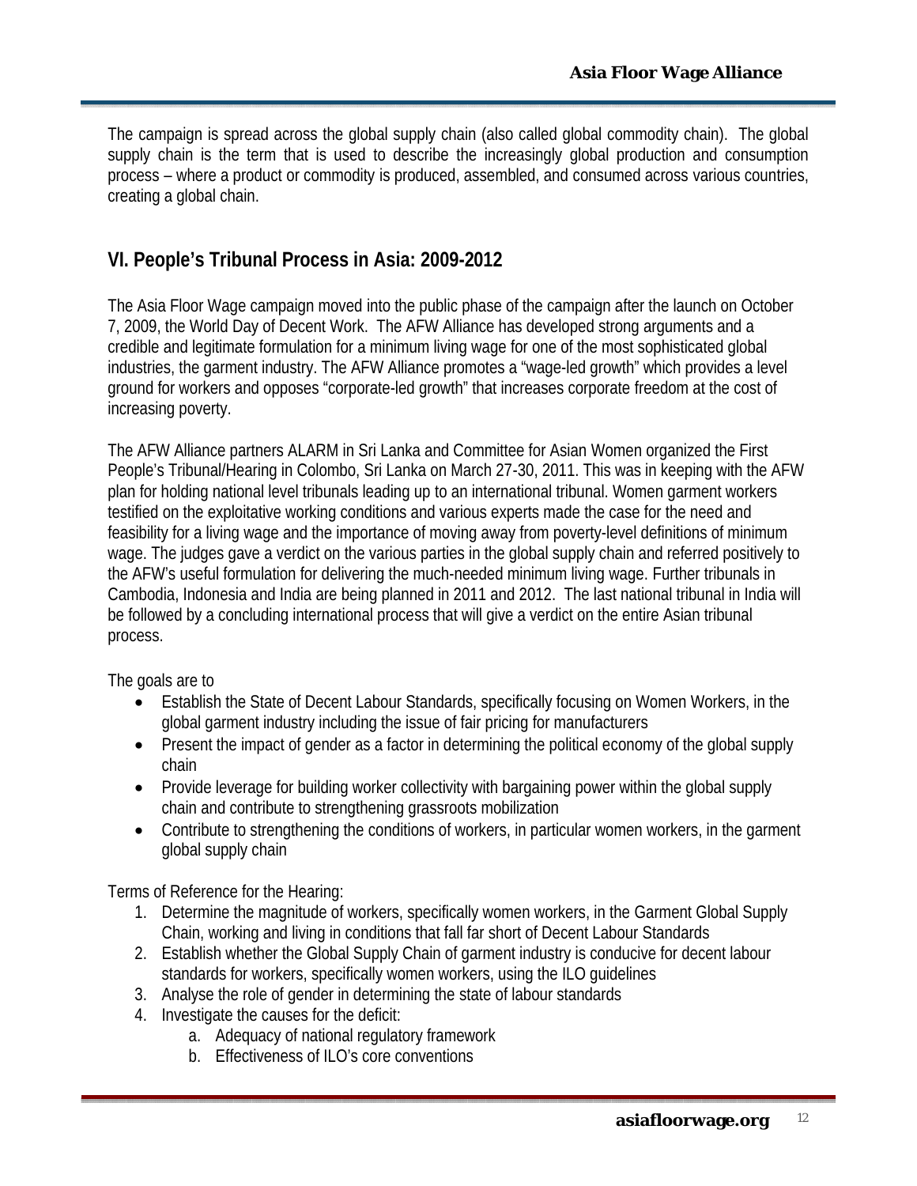The campaign is spread across the global supply chain (also called global commodity chain). The global supply chain is the term that is used to describe the increasingly global production and consumption process – where a product or commodity is produced, assembled, and consumed across various countries, creating a global chain.

## VI. People's Tribunal Process in Asia: 2009-2012

The Asia Floor Wage campaign moved into the public phase of the campaign after the launch on October 7, 2009, the World Day of Decent Work. The AFW Alliance has developed strong arguments and a credible and legitimate formulation for a minimum living wage for one of the most sophisticated global industries, the garment industry. The AFW Alliance promotes a "wage-led growth" which provides a level ground for workers and opposes "corporate-led growth" that increases corporate freedom at the cost of increasing poverty.

The AFW Alliance partners ALARM in Sri Lanka and Committee for Asian Women organized the First People's Tribunal/Hearing in Colombo, Sri Lanka on March 27-30, 2011. This was in keeping with the AFW plan for holding national level tribunals leading up to an international tribunal. Women garment workers testified on the exploitative working conditions and various experts made the case for the need and feasibility for a living wage and the importance of moving away from poverty-level definitions of minimum wage. The judges gave a verdict on the various parties in the global supply chain and referred positively to the AFW's useful formulation for delivering the much-needed minimum living wage. Further tribunals in Cambodia, Indonesia and India are being planned in 2011 and 2012. The last national tribunal in India will be followed by a concluding international process that will give a verdict on the entire Asian tribunal process.

The goals are to

- Establish the State of Decent Labour Standards, specifically focusing on Women Workers, in the global garment industry including the issue of fair pricing for manufacturers
- Present the impact of gender as a factor in determining the political economy of the global supply chain
- Provide leverage for building worker collectivity with bargaining power within the global supply chain and contribute to strengthening grassroots mobilization
- Contribute to strengthening the conditions of workers, in particular women workers, in the garment global supply chain

Terms of Reference for the Hearing:

1. Determine the magnitude of workers, specifically women workers, in the Garment Global Supply Chain, working and living in conditions that fall far short of Decent Labour Standards
2. Establish whether the Global Supply Chain of garment industry is conducive for decent labour standards for workers, specifically women workers, using the ILO guidelines
3. Analyse the role of gender in determining the state of labour standards
4. Investigate the causes for the deficit:
    a. Adequacy of national regulatory framework
    b. Effectiveness of ILO's core conventions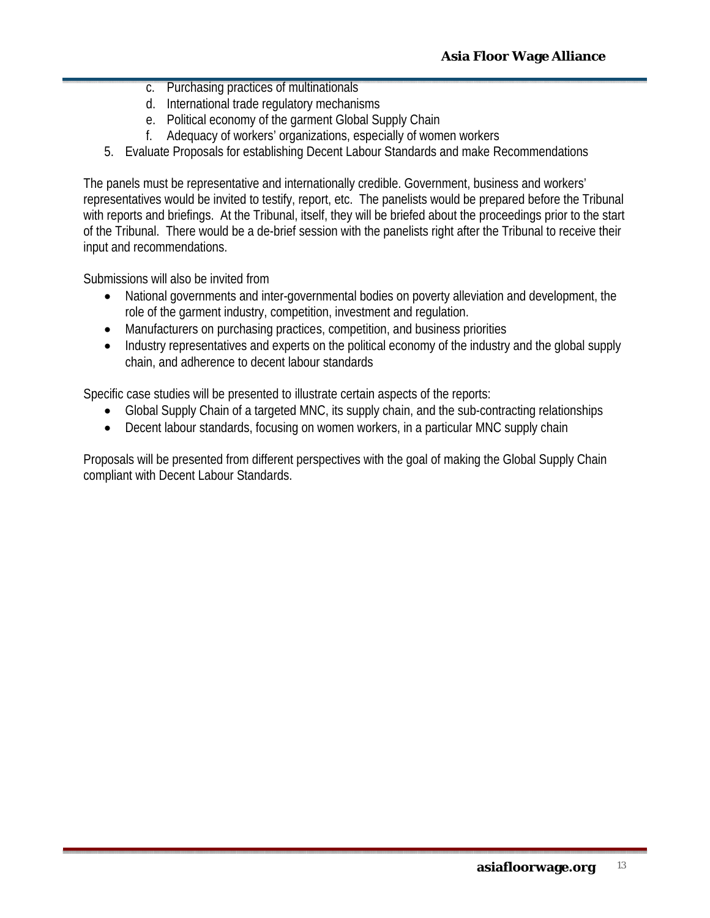c. Purchasing practices of multinationals
   d. International trade regulatory mechanisms
   e. Political economy of the garment Global Supply Chain
   f. Adequacy of workers' organizations, especially of women workers
5. Evaluate Proposals for establishing Decent Labour Standards and make Recommendations

The panels must be representative and internationally credible. Government, business and workers' representatives would be invited to testify, report, etc. The panelists would be prepared before the Tribunal with reports and briefings. At the Tribunal, itself, they will be briefed about the proceedings prior to the start of the Tribunal. There would be a de-brief session with the panelists right after the Tribunal to receive their input and recommendations.

Submissions will also be invited from

- National governments and inter-governmental bodies on poverty alleviation and development, the role of the garment industry, competition, investment and regulation.
- Manufacturers on purchasing practices, competition, and business priorities
- Industry representatives and experts on the political economy of the industry and the global supply chain, and adherence to decent labour standards

Specific case studies will be presented to illustrate certain aspects of the reports:

- Global Supply Chain of a targeted MNC, its supply chain, and the sub-contracting relationships
- Decent labour standards, focusing on women workers, in a particular MNC supply chain

Proposals will be presented from different perspectives with the goal of making the Global Supply Chain compliant with Decent Labour Standards.